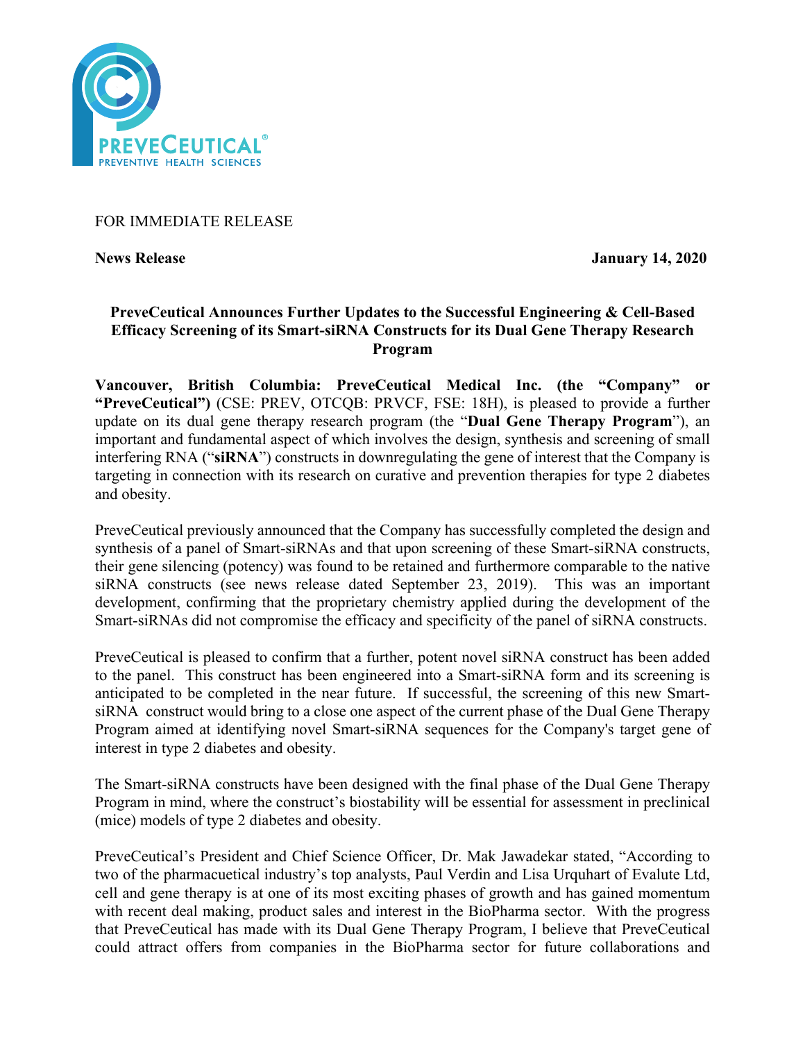FOR IMMEDIATE RELEASE

**News Release** **January 14, 2020**

**PreveCeutical Announces Further Updates to the Successful Engineering & Cell-Based Efficacy Screening of its Smart-siRNA Constructs for its Dual Gene Therapy Research Program**

**Vancouver, British Columbia: PreveCeutical Medical Inc. (the "Company" or "PreveCeutical")** (CSE: PREV, OTCQB: PRVCF, FSE: 18H), is pleased to provide a further update on its dual gene therapy research program (the "**Dual Gene Therapy Program**"), an important and fundamental aspect of which involves the design, synthesis and screening of small interfering RNA ("**siRNA**") constructs in downregulating the gene of interest that the Company is targeting in connection with its research on curative and prevention therapies for type 2 diabetes and obesity.

PreveCeutical previously announced that the Company has successfully completed the design and synthesis of a panel of Smart-siRNAs and that upon screening of these Smart-siRNA constructs, their gene silencing (potency) was found to be retained and furthermore comparable to the native siRNA constructs (see news release dated September 23, 2019). This was an important development, confirming that the proprietary chemistry applied during the development of the Smart-siRNAs did not compromise the efficacy and specificity of the panel of siRNA constructs.

PreveCeutical is pleased to confirm that a further, potent novel siRNA construct has been added to the panel. This construct has been engineered into a Smart-siRNA form and its screening is anticipated to be completed in the near future. If successful, the screening of this new Smart-siRNA construct would bring to a close one aspect of the current phase of the Dual Gene Therapy Program aimed at identifying novel Smart-siRNA sequences for the Company's target gene of interest in type 2 diabetes and obesity.

The Smart-siRNA constructs have been designed with the final phase of the Dual Gene Therapy Program in mind, where the construct's biostability will be essential for assessment in preclinical (mice) models of type 2 diabetes and obesity.

PreveCeutical's President and Chief Science Officer, Dr. Mak Jawadekar stated, "According to two of the pharmacuetical industry's top analysts, Paul Verdin and Lisa Urquhart of Evalute Ltd, cell and gene therapy is at one of its most exciting phases of growth and has gained momentum with recent deal making, product sales and interest in the BioPharma sector. With the progress that PreveCeutical has made with its Dual Gene Therapy Program, I believe that PreveCeutical could attract offers from companies in the BioPharma sector for future collaborations and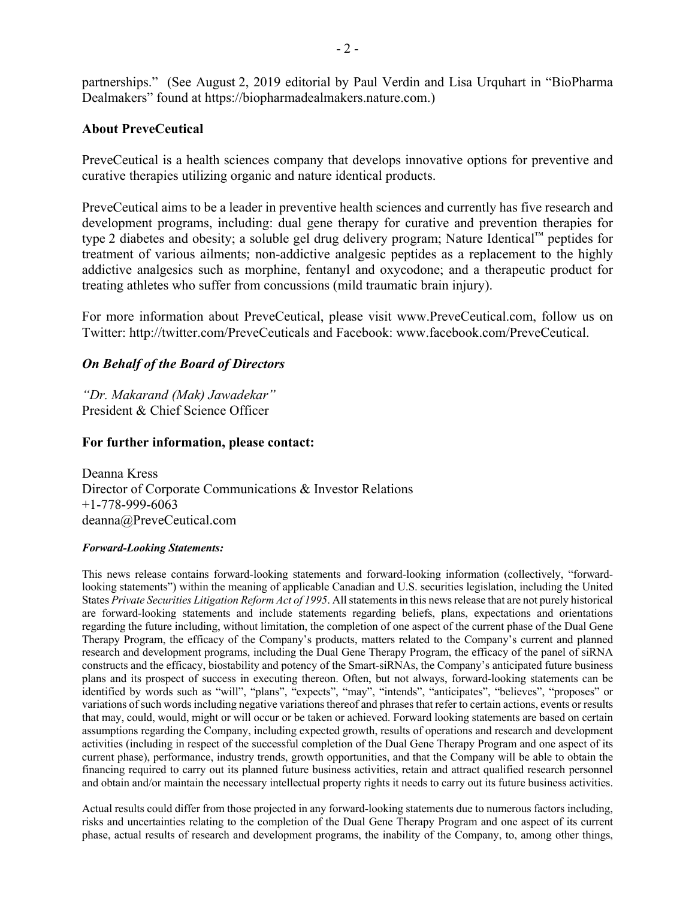partnerships." (See August 2, 2019 editorial by Paul Verdin and Lisa Urquhart in "BioPharma Dealmakers" found at https://biopharmadealmakers.nature.com.)

**About PreveCeutical**

PreveCeutical is a health sciences company that develops innovative options for preventive and curative therapies utilizing organic and nature identical products.

PreveCeutical aims to be a leader in preventive health sciences and currently has five research and development programs, including: dual gene therapy for curative and prevention therapies for type 2 diabetes and obesity; a soluble gel drug delivery program; Nature Identical™ peptides for treatment of various ailments; non-addictive analgesic peptides as a replacement to the highly addictive analgesics such as morphine, fentanyl and oxycodone; and a therapeutic product for treating athletes who suffer from concussions (mild traumatic brain injury).

For more information about PreveCeutical, please visit www.PreveCeutical.com, follow us on Twitter: http://twitter.com/PreveCeuticals and Facebook: www.facebook.com/PreveCeutical.

***On Behalf of the Board of Directors***

*"Dr. Makarand (Mak) Jawadekar"*
President & Chief Science Officer

**For further information, please contact:**

Deanna Kress
Director of Corporate Communications & Investor Relations
+1-778-999-6063
deanna@PreveCeutical.com

***Forward-Looking Statements:***

This news release contains forward-looking statements and forward-looking information (collectively, "forward-looking statements") within the meaning of applicable Canadian and U.S. securities legislation, including the United States *Private Securities Litigation Reform Act of 1995*. All statements in this news release that are not purely historical are forward-looking statements and include statements regarding beliefs, plans, expectations and orientations regarding the future including, without limitation, the completion of one aspect of the current phase of the Dual Gene Therapy Program, the efficacy of the Company's products, matters related to the Company's current and planned research and development programs, including the Dual Gene Therapy Program, the efficacy of the panel of siRNA constructs and the efficacy, biostability and potency of the Smart-siRNAs, the Company's anticipated future business plans and its prospect of success in executing thereon. Often, but not always, forward-looking statements can be identified by words such as "will", "plans", "expects", "may", "intends", "anticipates", "believes", "proposes" or variations of such words including negative variations thereof and phrases that refer to certain actions, events or results that may, could, would, might or will occur or be taken or achieved. Forward looking statements are based on certain assumptions regarding the Company, including expected growth, results of operations and research and development activities (including in respect of the successful completion of the Dual Gene Therapy Program and one aspect of its current phase), performance, industry trends, growth opportunities, and that the Company will be able to obtain the financing required to carry out its planned future business activities, retain and attract qualified research personnel and obtain and/or maintain the necessary intellectual property rights it needs to carry out its future business activities.

Actual results could differ from those projected in any forward-looking statements due to numerous factors including, risks and uncertainties relating to the completion of the Dual Gene Therapy Program and one aspect of its current phase, actual results of research and development programs, the inability of the Company, to, among other things,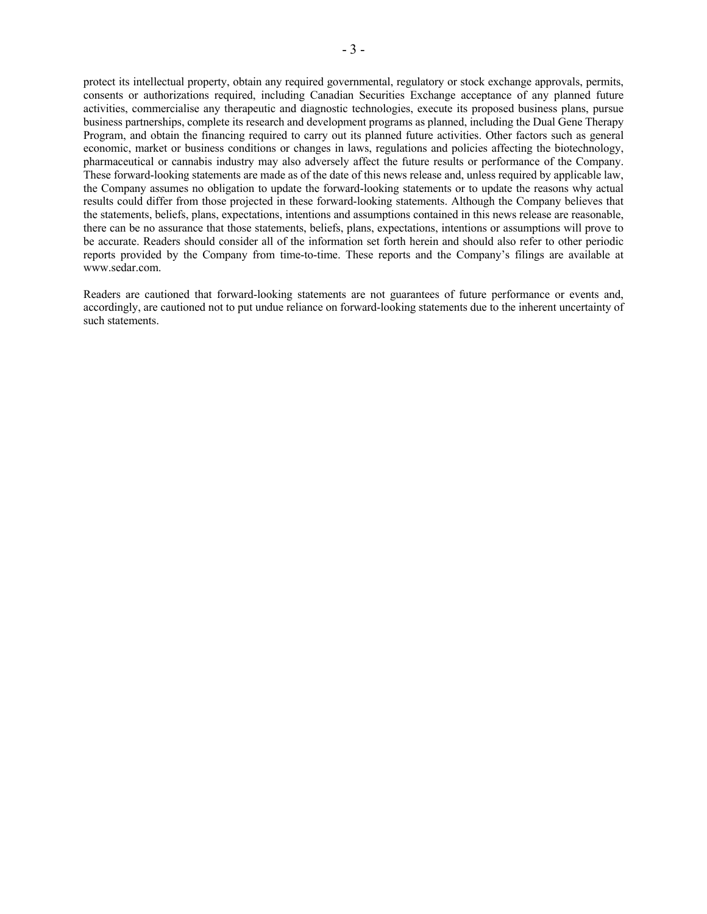protect its intellectual property, obtain any required governmental, regulatory or stock exchange approvals, permits, consents or authorizations required, including Canadian Securities Exchange acceptance of any planned future activities, commercialise any therapeutic and diagnostic technologies, execute its proposed business plans, pursue business partnerships, complete its research and development programs as planned, including the Dual Gene Therapy Program, and obtain the financing required to carry out its planned future activities. Other factors such as general economic, market or business conditions or changes in laws, regulations and policies affecting the biotechnology, pharmaceutical or cannabis industry may also adversely affect the future results or performance of the Company. These forward-looking statements are made as of the date of this news release and, unless required by applicable law, the Company assumes no obligation to update the forward-looking statements or to update the reasons why actual results could differ from those projected in these forward-looking statements. Although the Company believes that the statements, beliefs, plans, expectations, intentions and assumptions contained in this news release are reasonable, there can be no assurance that those statements, beliefs, plans, expectations, intentions or assumptions will prove to be accurate. Readers should consider all of the information set forth herein and should also refer to other periodic reports provided by the Company from time-to-time. These reports and the Company's filings are available at www.sedar.com.

Readers are cautioned that forward-looking statements are not guarantees of future performance or events and, accordingly, are cautioned not to put undue reliance on forward-looking statements due to the inherent uncertainty of such statements.